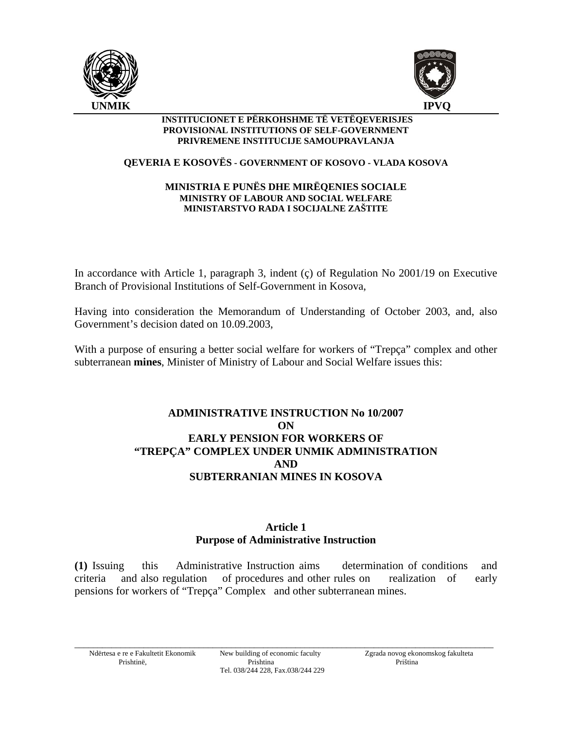UNMIK IPVQ

**INSTITUCIONET E PËRKOHSHME TË VETËQEVERISJES**
**PROVISIONAL INSTITUTIONS OF SELF-GOVERNMENT**
**PRIVREMENE INSTITUCIJE SAMOUPRAVLANJA**

**QEVERIA E KOSOVËS - GOVERNMENT OF KOSOVO - VLADA KOSOVA**

**MINISTRIA E PUNËS DHE MIRËQENIES SOCIALE**
**MINISTRY OF LABOUR AND SOCIAL WELFARE**
**MINISTARSTVO RADA I SOCIJALNE ZAŠTITE**

In accordance with Article 1, paragraph 3, indent (ç) of Regulation No 2001/19 on Executive Branch of Provisional Institutions of Self-Government in Kosova,

Having into consideration the Memorandum of Understanding of October 2003, and, also Government's decision dated on 10.09.2003,

With a purpose of ensuring a better social welfare for workers of "Trepça" complex and other subterranean **mines**, Minister of Ministry of Labour and Social Welfare issues this:

# ADMINISTRATIVE INSTRUCTION No 10/2007 ON EARLY PENSION FOR WORKERS OF "TREPÇA" COMPLEX UNDER UNMIK ADMINISTRATION AND SUBTERRANIAN MINES IN KOSOVA

## Article 1
## Purpose of Administrative Instruction

**(1)** Issuing this Administrative Instruction aims determination of conditions and criteria and also regulation of procedures and other rules on realization of early pensions for workers of "Trepça" Complex and other subterranean mines.

Ndërtesa e re e Fakultetit Ekonomik Prishtinë, | New building of economic faculty Prishtina Tel. 038/244 228, Fax.038/244 229 | Zgrada novog ekonomskog fakulteta Priština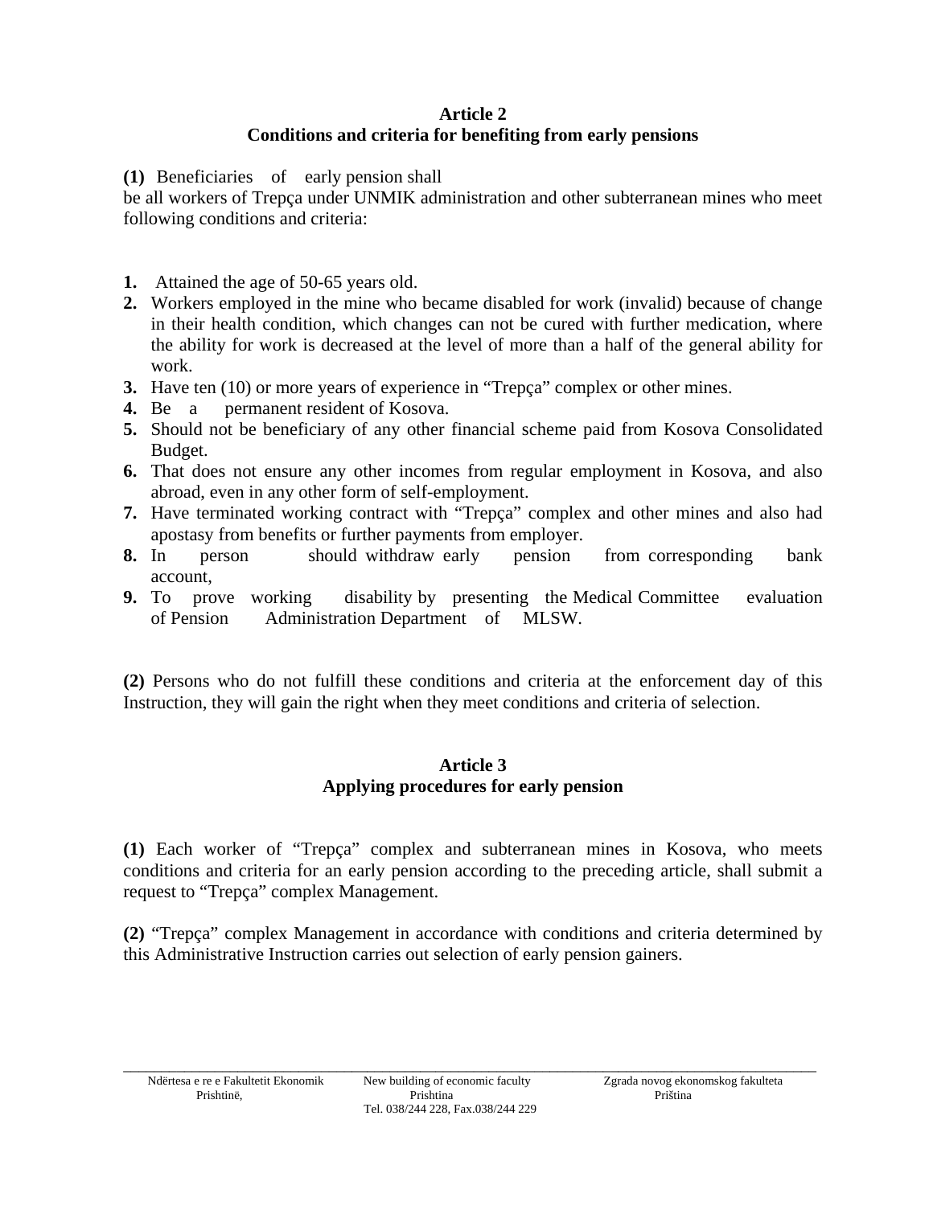**Article 2**
**Conditions and criteria for benefiting from early pensions**

**(1)** Beneficiaries of early pension shall be all workers of Trepça under UNMIK administration and other subterranean mines who meet following conditions and criteria:

1. Attained the age of 50-65 years old.
2. Workers employed in the mine who became disabled for work (invalid) because of change in their health condition, which changes can not be cured with further medication, where the ability for work is decreased at the level of more than a half of the general ability for work.
3. Have ten (10) or more years of experience in "Trepça" complex or other mines.
4. Be a permanent resident of Kosova.
5. Should not be beneficiary of any other financial scheme paid from Kosova Consolidated Budget.
6. That does not ensure any other incomes from regular employment in Kosova, and also abroad, even in any other form of self-employment.
7. Have terminated working contract with "Trepça" complex and other mines and also had apostasy from benefits or further payments from employer.
8. In person should withdraw early pension from corresponding bank account,
9. To prove working disability by presenting the Medical Committee evaluation of Pension Administration Department of MLSW.

**(2)** Persons who do not fulfill these conditions and criteria at the enforcement day of this Instruction, they will gain the right when they meet conditions and criteria of selection.

**Article 3**
**Applying procedures for early pension**

**(1)** Each worker of "Trepça" complex and subterranean mines in Kosova, who meets conditions and criteria for an early pension according to the preceding article, shall submit a request to "Trepça" complex Management.

**(2)** "Trepça" complex Management in accordance with conditions and criteria determined by this Administrative Instruction carries out selection of early pension gainers.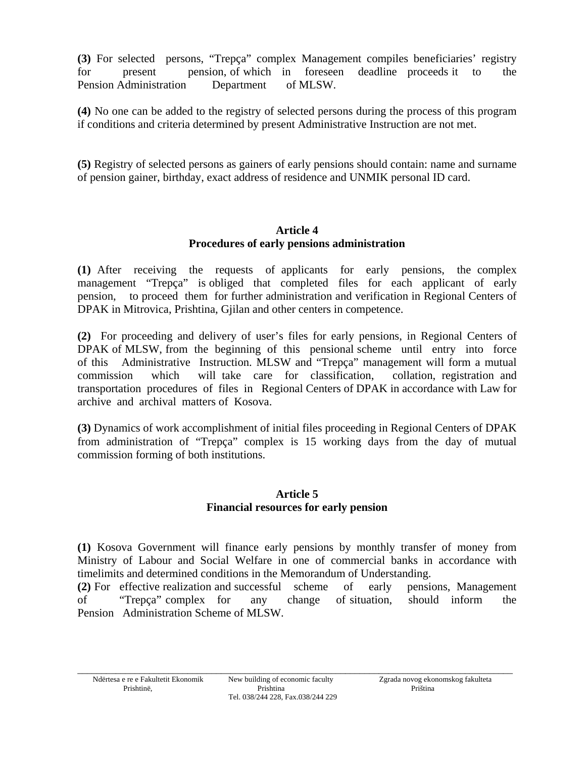**(3)** For selected persons, "Trepça" complex Management compiles beneficiaries' registry for present pension, of which in foreseen deadline proceeds it to the Pension Administration Department of MLSW.

**(4)** No one can be added to the registry of selected persons during the process of this program if conditions and criteria determined by present Administrative Instruction are not met.

**(5)** Registry of selected persons as gainers of early pensions should contain: name and surname of pension gainer, birthday, exact address of residence and UNMIK personal ID card.

### Article 4
### Procedures of early pensions administration

**(1)** After receiving the requests of applicants for early pensions, the complex management "Trepça" is obliged that completed files for each applicant of early pension, to proceed them for further administration and verification in Regional Centers of DPAK in Mitrovica, Prishtina, Gjilan and other centers in competence.

**(2)** For proceeding and delivery of user's files for early pensions, in Regional Centers of DPAK of MLSW, from the beginning of this pensional scheme until entry into force of this Administrative Instruction. MLSW and "Trepça" management will form a mutual commission which will take care for classification, collation, registration and transportation procedures of files in Regional Centers of DPAK in accordance with Law for archive and archival matters of Kosova.

**(3)** Dynamics of work accomplishment of initial files proceeding in Regional Centers of DPAK from administration of "Trepça" complex is 15 working days from the day of mutual commission forming of both institutions.

### Article 5
### Financial resources for early pension

**(1)** Kosova Government will finance early pensions by monthly transfer of money from Ministry of Labour and Social Welfare in one of commercial banks in accordance with timelimits and determined conditions in the Memorandum of Understanding.
**(2)** For effective realization and successful scheme of early pensions, Management of "Trepça" complex for any change of situation, should inform the Pension Administration Scheme of MLSW.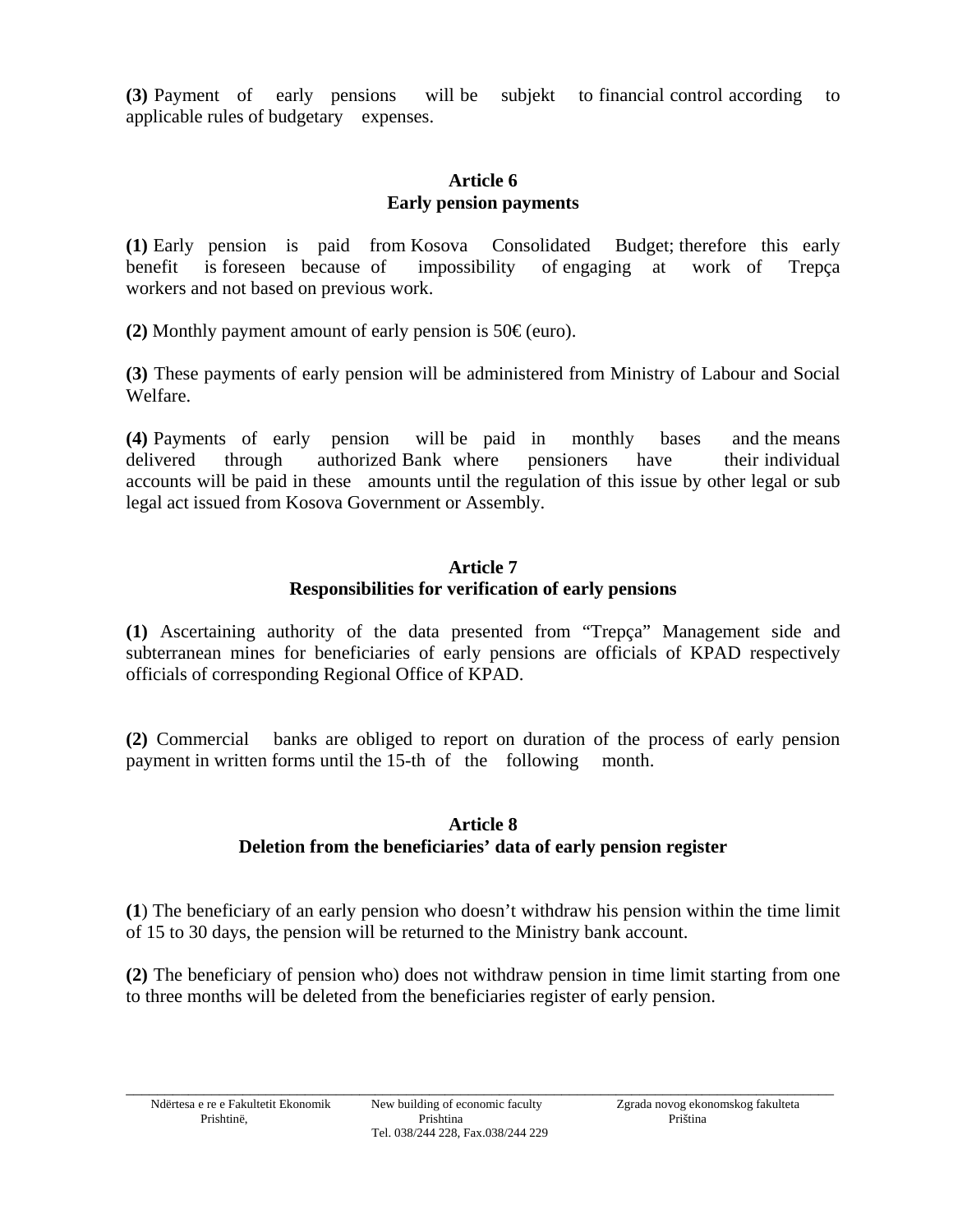**(3)** Payment of early pensions will be subjekt to financial control according to applicable rules of budgetary expenses.

### Article 6
### Early pension payments

**(1)** Early pension is paid from Kosova Consolidated Budget; therefore this early benefit is foreseen because of impossibility of engaging at work of Trepça workers and not based on previous work.

**(2)** Monthly payment amount of early pension is 50€ (euro).

**(3)** These payments of early pension will be administered from Ministry of Labour and Social Welfare.

**(4)** Payments of early pension will be paid in monthly bases and the means delivered through authorized Bank where pensioners have their individual accounts will be paid in these amounts until the regulation of this issue by other legal or sub legal act issued from Kosova Government or Assembly.

### Article 7
### Responsibilities for verification of early pensions

**(1)** Ascertaining authority of the data presented from "Trepça" Management side and subterranean mines for beneficiaries of early pensions are officials of KPAD respectively officials of corresponding Regional Office of KPAD.

**(2)** Commercial banks are obliged to report on duration of the process of early pension payment in written forms until the 15-th of the following month.

### Article 8
### Deletion from the beneficiaries' data of early pension register

**(1**) The beneficiary of an early pension who doesn't withdraw his pension within the time limit of 15 to 30 days, the pension will be returned to the Ministry bank account.

**(2)** The beneficiary of pension who) does not withdraw pension in time limit starting from one to three months will be deleted from the beneficiaries register of early pension.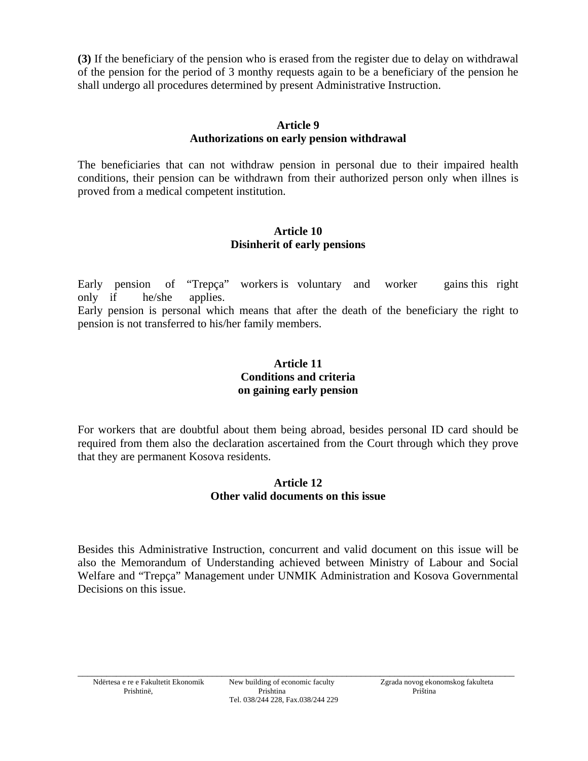**(3)** If the beneficiary of the pension who is erased from the register due to delay on withdrawal of the pension for the period of 3 monthy requests again to be a beneficiary of the pension he shall undergo all procedures determined by present Administrative Instruction.

## Article 9
## Authorizations on early pension withdrawal

The beneficiaries that can not withdraw pension in personal due to their impaired health conditions, their pension can be withdrawn from their authorized person only when illnes is proved from a medical competent institution.

## Article 10
## Disinherit of early pensions

Early pension of "Trepça" workers is voluntary and worker gains this right only if he/she applies.
Early pension is personal which means that after the death of the beneficiary the right to pension is not transferred to his/her family members.

## Article 11
## Conditions and criteria on gaining early pension

For workers that are doubtful about them being abroad, besides personal ID card should be required from them also the declaration ascertained from the Court through which they prove that they are permanent Kosova residents.

## Article 12
## Other valid documents on this issue

Besides this Administrative Instruction, concurrent and valid document on this issue will be also the Memorandum of Understanding achieved between Ministry of Labour and Social Welfare and "Trepça" Management under UNMIK Administration and Kosova Governmental Decisions on this issue.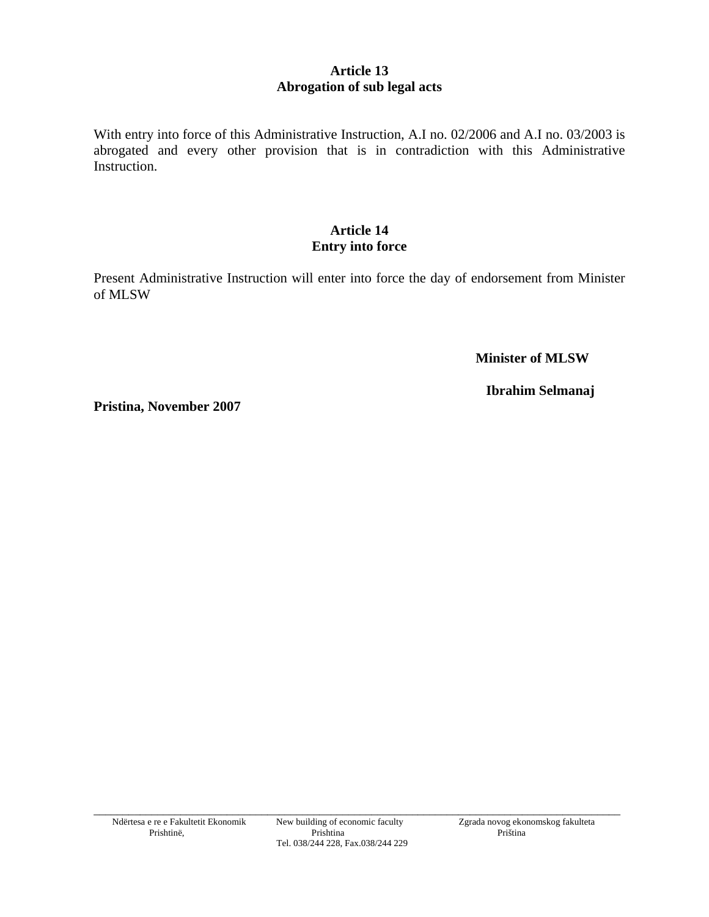**Article 13**
**Abrogation of sub legal acts**

With entry into force of this Administrative Instruction, A.I no. 02/2006 and A.I no. 03/2003 is abrogated and every other provision that is in contradiction with this Administrative Instruction.

**Article 14**
**Entry into force**

Present Administrative Instruction will enter into force the day of endorsement from Minister of MLSW

**Minister of MLSW**

**Ibrahim Selmanaj**

**Pristina, November 2007**